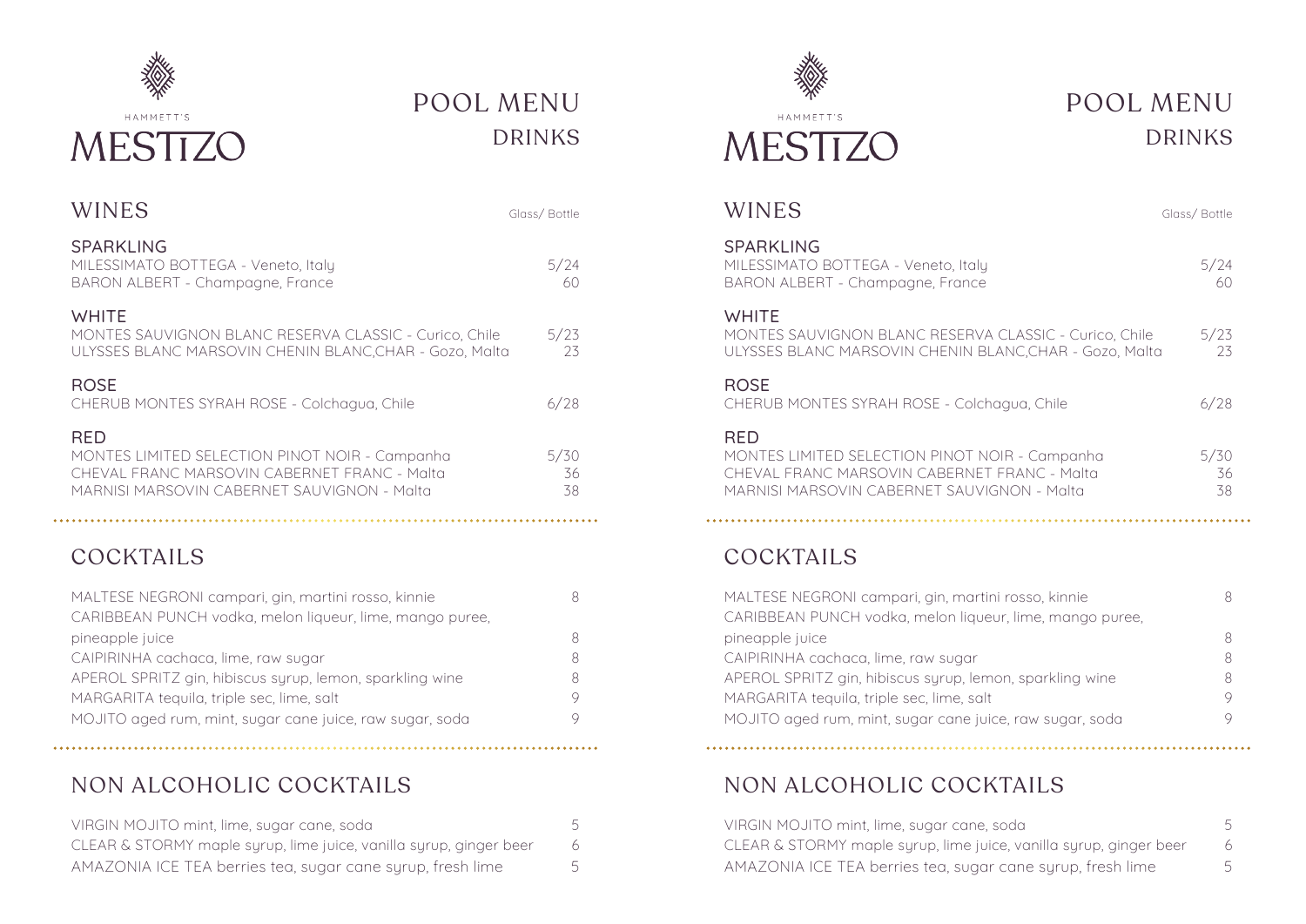HAMMETT'S

# MESTIZO

# POOL MENU
## DRINKS

## WINES

Glass/ Bottle

### SPARKLING

| | |
|---|---|
| MILESSIMATO BOTTEGA - Veneto, Italy | 5/24 |
| BARON ALBERT - Champagne, France | 60 |

### WHITE

| | |
|---|---|
| MONTES SAUVIGNON BLANC RESERVA CLASSIC - Curico, Chile | 5/23 |
| ULYSSES BLANC MARSOVIN CHENIN BLANC,CHAR - Gozo, Malta | 23 |

### ROSE

| | |
|---|---|
| CHERUB MONTES SYRAH ROSE - Colchagua, Chile | 6/28 |

### RED

| | |
|---|---|
| MONTES LIMITED SELECTION PINOT NOIR - Campanha | 5/30 |
| CHEVAL FRANC MARSOVIN CABERNET FRANC - Malta | 36 |
| MARNISI MARSOVIN CABERNET SAUVIGNON - Malta | 38 |

## COCKTAILS

| | |
|---|---|
| MALTESE NEGRONI campari, gin, martini rosso, kinnie | 8 |
| CARIBBEAN PUNCH vodka, melon liqueur, lime, mango puree, pineapple juice | 8 |
| CAIPIRINHA cachaca, lime, raw sugar | 8 |
| APEROL SPRITZ gin, hibiscus syrup, lemon, sparkling wine | 8 |
| MARGARITA tequila, triple sec, lime, salt | 9 |
| MOJITO aged rum, mint, sugar cane juice, raw sugar, soda | 9 |

## NON ALCOHOLIC COCKTAILS

| | |
|---|---|
| VIRGIN MOJITO mint, lime, sugar cane, soda | 5 |
| CLEAR & STORMY maple syrup, lime juice, vanilla syrup, ginger beer | 6 |
| AMAZONIA ICE TEA berries tea, sugar cane syrup, fresh lime | 5 |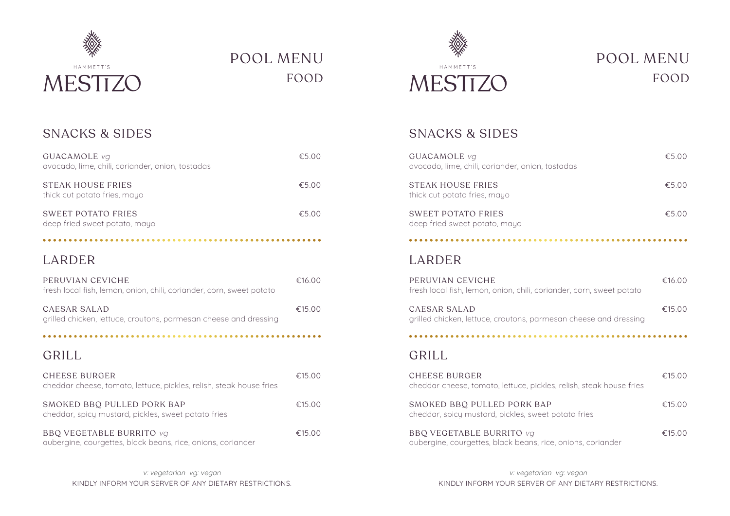HAMMETT'S

# MESTIZO

## POOL MENU

FOOD

### SNACKS & SIDES

**GUACAMOLE** *vg* — €5.00
avocado, lime, chili, coriander, onion, tostadas

**STEAK HOUSE FRIES** — €5.00
thick cut potato fries, mayo

**SWEET POTATO FRIES** — €5.00
deep fried sweet potato, mayo

### LARDER

**PERUVIAN CEVICHE** — €16.00
fresh local fish, lemon, onion, chili, coriander, corn, sweet potato

**CAESAR SALAD** — €15.00
grilled chicken, lettuce, croutons, parmesan cheese and dressing

### GRILL

**CHEESE BURGER** — €15.00
cheddar cheese, tomato, lettuce, pickles, relish, steak house fries

**SMOKED BBQ PULLED PORK BAP** — €15.00
cheddar, spicy mustard, pickles, sweet potato fries

**BBQ VEGETABLE BURRITO** *vg* — €15.00
aubergine, courgettes, black beans, rice, onions, coriander

*v: vegetarian vg: vegan*

KINDLY INFORM YOUR SERVER OF ANY DIETARY RESTRICTIONS.

HAMMETT'S

# MESTIZO

## POOL MENU

FOOD

### SNACKS & SIDES

**GUACAMOLE** *vg* — €5.00
avocado, lime, chili, coriander, onion, tostadas

**STEAK HOUSE FRIES** — €5.00
thick cut potato fries, mayo

**SWEET POTATO FRIES** — €5.00
deep fried sweet potato, mayo

### LARDER

**PERUVIAN CEVICHE** — €16.00
fresh local fish, lemon, onion, chili, coriander, corn, sweet potato

**CAESAR SALAD** — €15.00
grilled chicken, lettuce, croutons, parmesan cheese and dressing

### GRILL

**CHEESE BURGER** — €15.00
cheddar cheese, tomato, lettuce, pickles, relish, steak house fries

**SMOKED BBQ PULLED PORK BAP** — €15.00
cheddar, spicy mustard, pickles, sweet potato fries

**BBQ VEGETABLE BURRITO** *vg* — €15.00
aubergine, courgettes, black beans, rice, onions, coriander

*v: vegetarian vg: vegan*

KINDLY INFORM YOUR SERVER OF ANY DIETARY RESTRICTIONS.